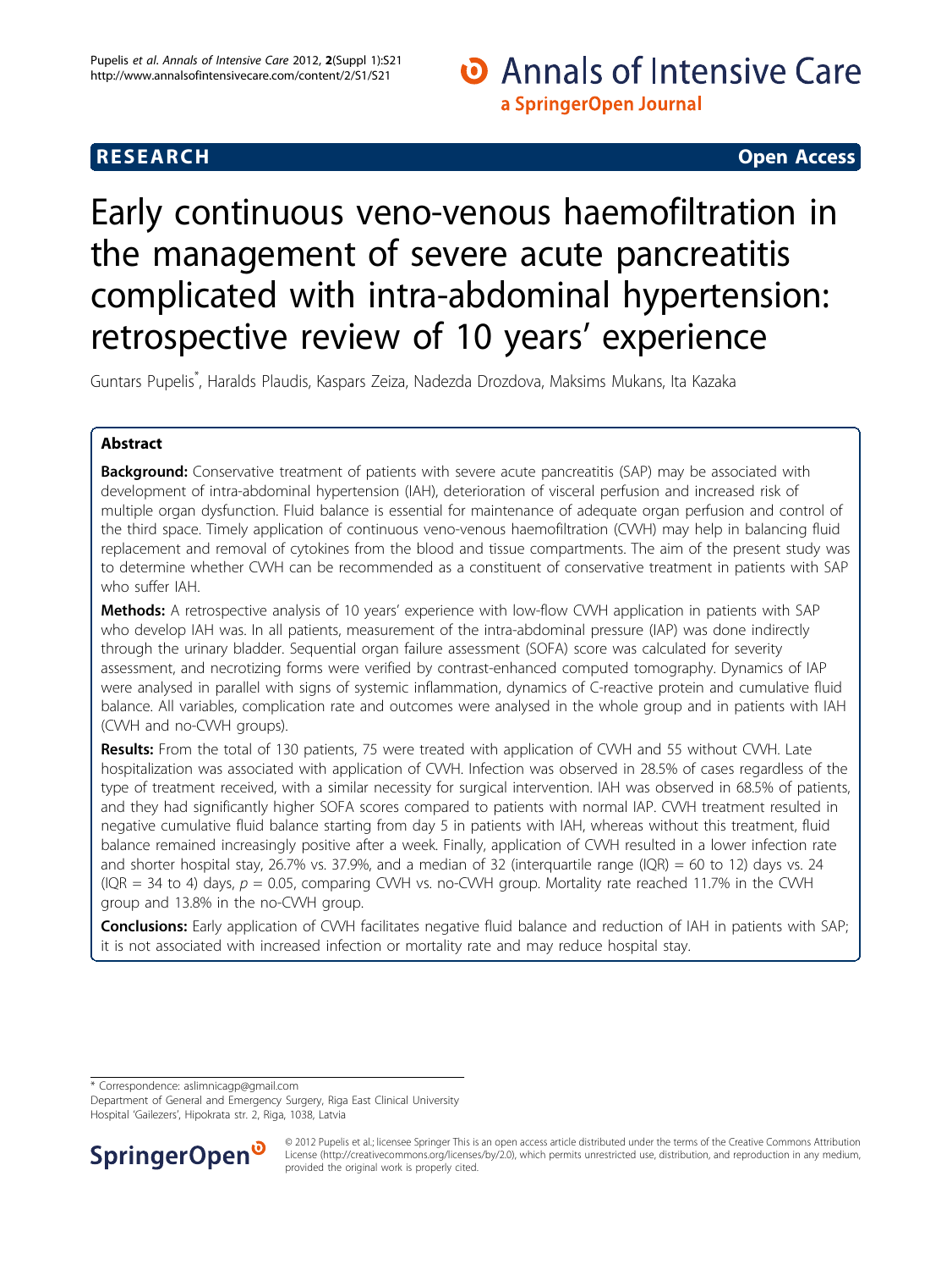**RESEARCH** **Open Access**

# Early continuous veno-venous haemofiltration in the management of severe acute pancreatitis complicated with intra-abdominal hypertension: retrospective review of 10 years' experience

Guntars Pupelis*, Haralds Plaudis, Kaspars Zeiza, Nadezda Drozdova, Maksims Mukans, Ita Kazaka

## Abstract

**Background:** Conservative treatment of patients with severe acute pancreatitis (SAP) may be associated with development of intra-abdominal hypertension (IAH), deterioration of visceral perfusion and increased risk of multiple organ dysfunction. Fluid balance is essential for maintenance of adequate organ perfusion and control of the third space. Timely application of continuous veno-venous haemofiltration (CVVH) may help in balancing fluid replacement and removal of cytokines from the blood and tissue compartments. The aim of the present study was to determine whether CVVH can be recommended as a constituent of conservative treatment in patients with SAP who suffer IAH.

**Methods:** A retrospective analysis of 10 years' experience with low-flow CVVH application in patients with SAP who develop IAH was. In all patients, measurement of the intra-abdominal pressure (IAP) was done indirectly through the urinary bladder. Sequential organ failure assessment (SOFA) score was calculated for severity assessment, and necrotizing forms were verified by contrast-enhanced computed tomography. Dynamics of IAP were analysed in parallel with signs of systemic inflammation, dynamics of C-reactive protein and cumulative fluid balance. All variables, complication rate and outcomes were analysed in the whole group and in patients with IAH (CVVH and no-CVVH groups).

**Results:** From the total of 130 patients, 75 were treated with application of CVVH and 55 without CVVH. Late hospitalization was associated with application of CVVH. Infection was observed in 28.5% of cases regardless of the type of treatment received, with a similar necessity for surgical intervention. IAH was observed in 68.5% of patients, and they had significantly higher SOFA scores compared to patients with normal IAP. CVVH treatment resulted in negative cumulative fluid balance starting from day 5 in patients with IAH, whereas without this treatment, fluid balance remained increasingly positive after a week. Finally, application of CVVH resulted in a lower infection rate and shorter hospital stay, 26.7% vs. 37.9%, and a median of 32 (interquartile range (IQR) = 60 to 12) days vs. 24 (IQR = 34 to 4) days, $p = 0.05$, comparing CVVH vs. no-CVVH group. Mortality rate reached 11.7% in the CVVH group and 13.8% in the no-CVVH group.

**Conclusions:** Early application of CVVH facilitates negative fluid balance and reduction of IAH in patients with SAP; it is not associated with increased infection or mortality rate and may reduce hospital stay.

\* Correspondence: aslimnicagp@gmail.com
Department of General and Emergency Surgery, Riga East Clinical University Hospital 'Gailezers', Hipokrata str. 2, Riga, 1038, Latvia

© 2012 Pupelis et al.; licensee Springer This is an open access article distributed under the terms of the Creative Commons Attribution License (http://creativecommons.org/licenses/by/2.0), which permits unrestricted use, distribution, and reproduction in any medium, provided the original work is properly cited.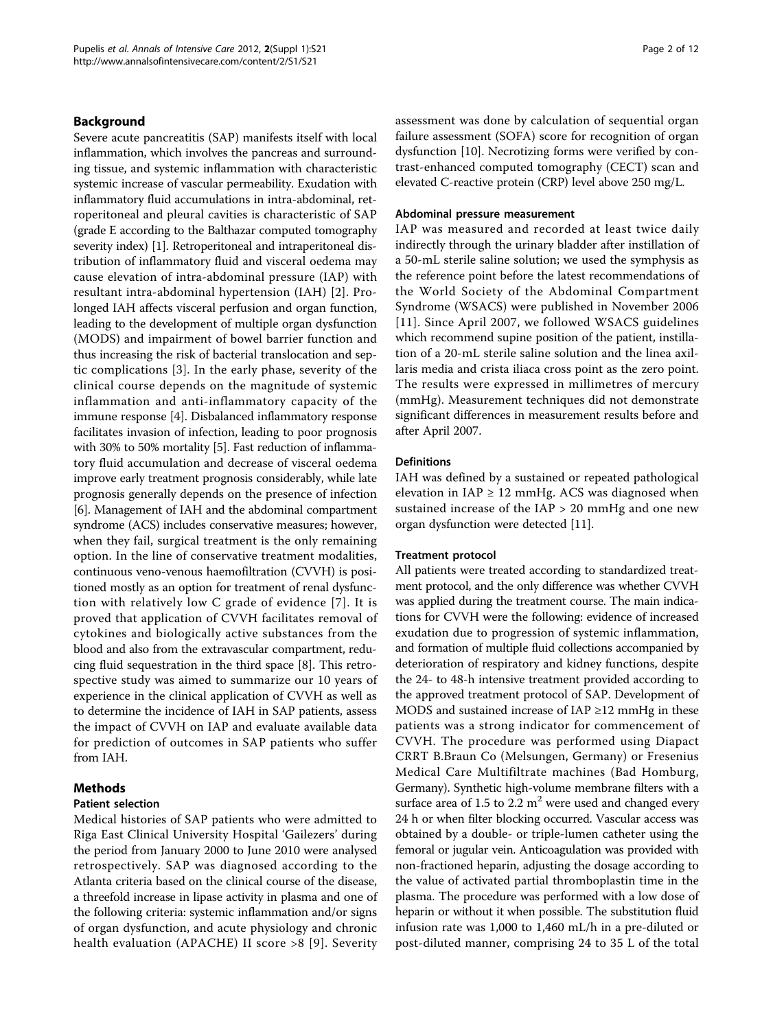## Background

Severe acute pancreatitis (SAP) manifests itself with local inflammation, which involves the pancreas and surrounding tissue, and systemic inflammation with characteristic systemic increase of vascular permeability. Exudation with inflammatory fluid accumulations in intra-abdominal, retroperitoneal and pleural cavities is characteristic of SAP (grade E according to the Balthazar computed tomography severity index) [1]. Retroperitoneal and intraperitoneal distribution of inflammatory fluid and visceral oedema may cause elevation of intra-abdominal pressure (IAP) with resultant intra-abdominal hypertension (IAH) [2]. Prolonged IAH affects visceral perfusion and organ function, leading to the development of multiple organ dysfunction (MODS) and impairment of bowel barrier function and thus increasing the risk of bacterial translocation and septic complications [3]. In the early phase, severity of the clinical course depends on the magnitude of systemic inflammation and anti-inflammatory capacity of the immune response [4]. Disbalanced inflammatory response facilitates invasion of infection, leading to poor prognosis with 30% to 50% mortality [5]. Fast reduction of inflammatory fluid accumulation and decrease of visceral oedema improve early treatment prognosis considerably, while late prognosis generally depends on the presence of infection [6]. Management of IAH and the abdominal compartment syndrome (ACS) includes conservative measures; however, when they fail, surgical treatment is the only remaining option. In the line of conservative treatment modalities, continuous veno-venous haemofiltration (CVVH) is positioned mostly as an option for treatment of renal dysfunction with relatively low C grade of evidence [7]. It is proved that application of CVVH facilitates removal of cytokines and biologically active substances from the blood and also from the extravascular compartment, reducing fluid sequestration in the third space [8]. This retrospective study was aimed to summarize our 10 years of experience in the clinical application of CVVH as well as to determine the incidence of IAH in SAP patients, assess the impact of CVVH on IAP and evaluate available data for prediction of outcomes in SAP patients who suffer from IAH.

## Methods

### Patient selection

Medical histories of SAP patients who were admitted to Riga East Clinical University Hospital 'Gailezers' during the period from January 2000 to June 2010 were analysed retrospectively. SAP was diagnosed according to the Atlanta criteria based on the clinical course of the disease, a threefold increase in lipase activity in plasma and one of the following criteria: systemic inflammation and/or signs of organ dysfunction, and acute physiology and chronic health evaluation (APACHE) II score >8 [9]. Severity assessment was done by calculation of sequential organ failure assessment (SOFA) score for recognition of organ dysfunction [10]. Necrotizing forms were verified by contrast-enhanced computed tomography (CECT) scan and elevated C-reactive protein (CRP) level above 250 mg/L.

### Abdominal pressure measurement

IAP was measured and recorded at least twice daily indirectly through the urinary bladder after instillation of a 50-mL sterile saline solution; we used the symphysis as the reference point before the latest recommendations of the World Society of the Abdominal Compartment Syndrome (WSACS) were published in November 2006 [11]. Since April 2007, we followed WSACS guidelines which recommend supine position of the patient, instillation of a 20-mL sterile saline solution and the linea axillaris media and crista iliaca cross point as the zero point. The results were expressed in millimetres of mercury (mmHg). Measurement techniques did not demonstrate significant differences in measurement results before and after April 2007.

### Definitions

IAH was defined by a sustained or repeated pathological elevation in IAP ≥ 12 mmHg. ACS was diagnosed when sustained increase of the IAP > 20 mmHg and one new organ dysfunction were detected [11].

### Treatment protocol

All patients were treated according to standardized treatment protocol, and the only difference was whether CVVH was applied during the treatment course. The main indications for CVVH were the following: evidence of increased exudation due to progression of systemic inflammation, and formation of multiple fluid collections accompanied by deterioration of respiratory and kidney functions, despite the 24- to 48-h intensive treatment provided according to the approved treatment protocol of SAP. Development of MODS and sustained increase of IAP ≥12 mmHg in these patients was a strong indicator for commencement of CVVH. The procedure was performed using Diapact CRRT B.Braun Co (Melsungen, Germany) or Fresenius Medical Care Multifiltrate machines (Bad Homburg, Germany). Synthetic high-volume membrane filters with a surface area of 1.5 to 2.2 $m^2$ were used and changed every 24 h or when filter blocking occurred. Vascular access was obtained by a double- or triple-lumen catheter using the femoral or jugular vein. Anticoagulation was provided with non-fractioned heparin, adjusting the dosage according to the value of activated partial thromboplastin time in the plasma. The procedure was performed with a low dose of heparin or without it when possible. The substitution fluid infusion rate was 1,000 to 1,460 mL/h in a pre-diluted or post-diluted manner, comprising 24 to 35 L of the total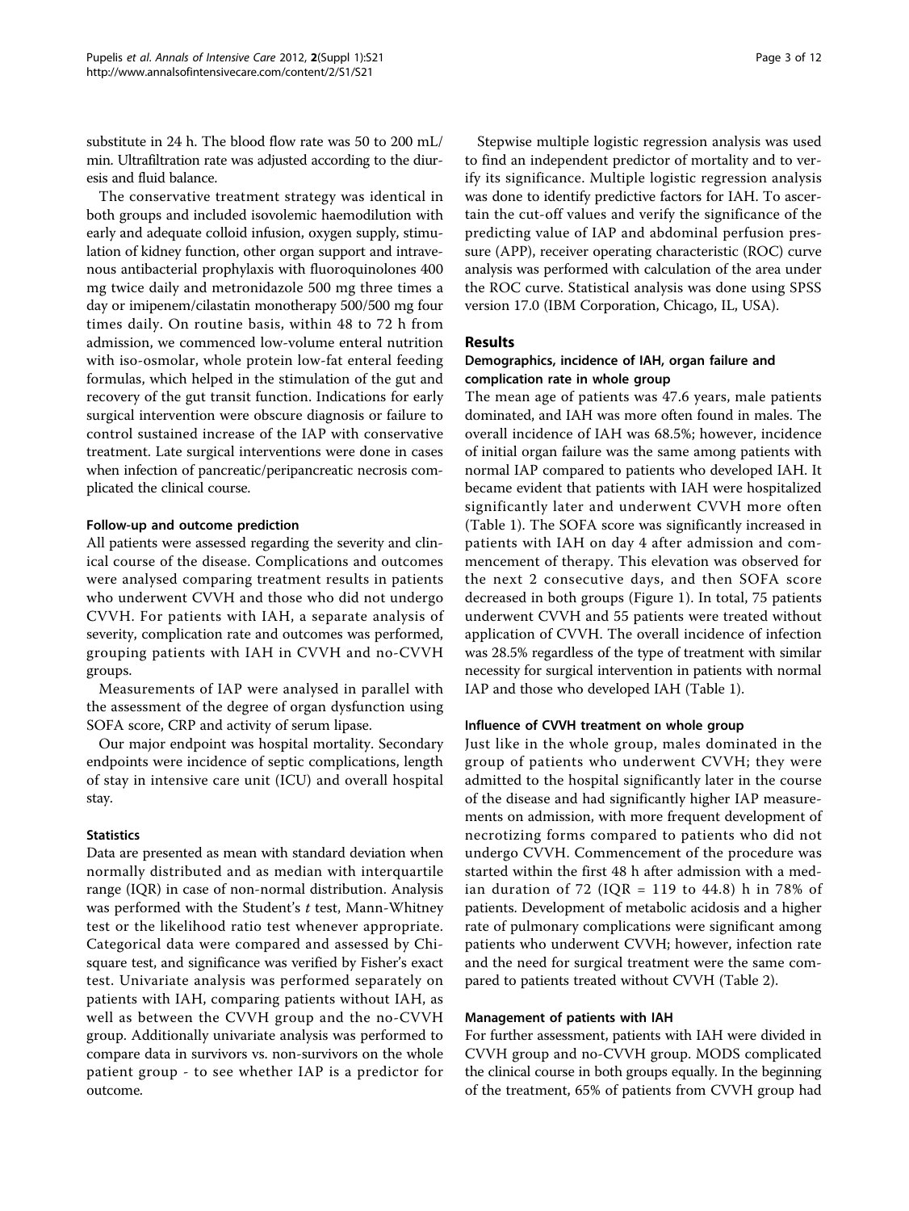substitute in 24 h. The blood flow rate was 50 to 200 mL/min. Ultrafiltration rate was adjusted according to the diuresis and fluid balance.

The conservative treatment strategy was identical in both groups and included isovolemic haemodilution with early and adequate colloid infusion, oxygen supply, stimulation of kidney function, other organ support and intravenous antibacterial prophylaxis with fluoroquinolones 400 mg twice daily and metronidazole 500 mg three times a day or imipenem/cilastatin monotherapy 500/500 mg four times daily. On routine basis, within 48 to 72 h from admission, we commenced low-volume enteral nutrition with iso-osmolar, whole protein low-fat enteral feeding formulas, which helped in the stimulation of the gut and recovery of the gut transit function. Indications for early surgical intervention were obscure diagnosis or failure to control sustained increase of the IAP with conservative treatment. Late surgical interventions were done in cases when infection of pancreatic/peripancreatic necrosis complicated the clinical course.

#### Follow-up and outcome prediction

All patients were assessed regarding the severity and clinical course of the disease. Complications and outcomes were analysed comparing treatment results in patients who underwent CVVH and those who did not undergo CVVH. For patients with IAH, a separate analysis of severity, complication rate and outcomes was performed, grouping patients with IAH in CVVH and no-CVVH groups.

Measurements of IAP were analysed in parallel with the assessment of the degree of organ dysfunction using SOFA score, CRP and activity of serum lipase.

Our major endpoint was hospital mortality. Secondary endpoints were incidence of septic complications, length of stay in intensive care unit (ICU) and overall hospital stay.

#### Statistics

Data are presented as mean with standard deviation when normally distributed and as median with interquartile range (IQR) in case of non-normal distribution. Analysis was performed with the Student's *t* test, Mann-Whitney test or the likelihood ratio test whenever appropriate. Categorical data were compared and assessed by Chi-square test, and significance was verified by Fisher's exact test. Univariate analysis was performed separately on patients with IAH, comparing patients without IAH, as well as between the CVVH group and the no-CVVH group. Additionally univariate analysis was performed to compare data in survivors vs. non-survivors on the whole patient group - to see whether IAP is a predictor for outcome.

Stepwise multiple logistic regression analysis was used to find an independent predictor of mortality and to verify its significance. Multiple logistic regression analysis was done to identify predictive factors for IAH. To ascertain the cut-off values and verify the significance of the predicting value of IAP and abdominal perfusion pressure (APP), receiver operating characteristic (ROC) curve analysis was performed with calculation of the area under the ROC curve. Statistical analysis was done using SPSS version 17.0 (IBM Corporation, Chicago, IL, USA).

## Results

### Demographics, incidence of IAH, organ failure and complication rate in whole group

The mean age of patients was 47.6 years, male patients dominated, and IAH was more often found in males. The overall incidence of IAH was 68.5%; however, incidence of initial organ failure was the same among patients with normal IAP compared to patients who developed IAH. It became evident that patients with IAH were hospitalized significantly later and underwent CVVH more often (Table 1). The SOFA score was significantly increased in patients with IAH on day 4 after admission and commencement of therapy. This elevation was observed for the next 2 consecutive days, and then SOFA score decreased in both groups (Figure 1). In total, 75 patients underwent CVVH and 55 patients were treated without application of CVVH. The overall incidence of infection was 28.5% regardless of the type of treatment with similar necessity for surgical intervention in patients with normal IAP and those who developed IAH (Table 1).

#### Influence of CVVH treatment on whole group

Just like in the whole group, males dominated in the group of patients who underwent CVVH; they were admitted to the hospital significantly later in the course of the disease and had significantly higher IAP measurements on admission, with more frequent development of necrotizing forms compared to patients who did not undergo CVVH. Commencement of the procedure was started within the first 48 h after admission with a median duration of 72 (IQR = 119 to 44.8) h in 78% of patients. Development of metabolic acidosis and a higher rate of pulmonary complications were significant among patients who underwent CVVH; however, infection rate and the need for surgical treatment were the same compared to patients treated without CVVH (Table 2).

#### Management of patients with IAH

For further assessment, patients with IAH were divided in CVVH group and no-CVVH group. MODS complicated the clinical course in both groups equally. In the beginning of the treatment, 65% of patients from CVVH group had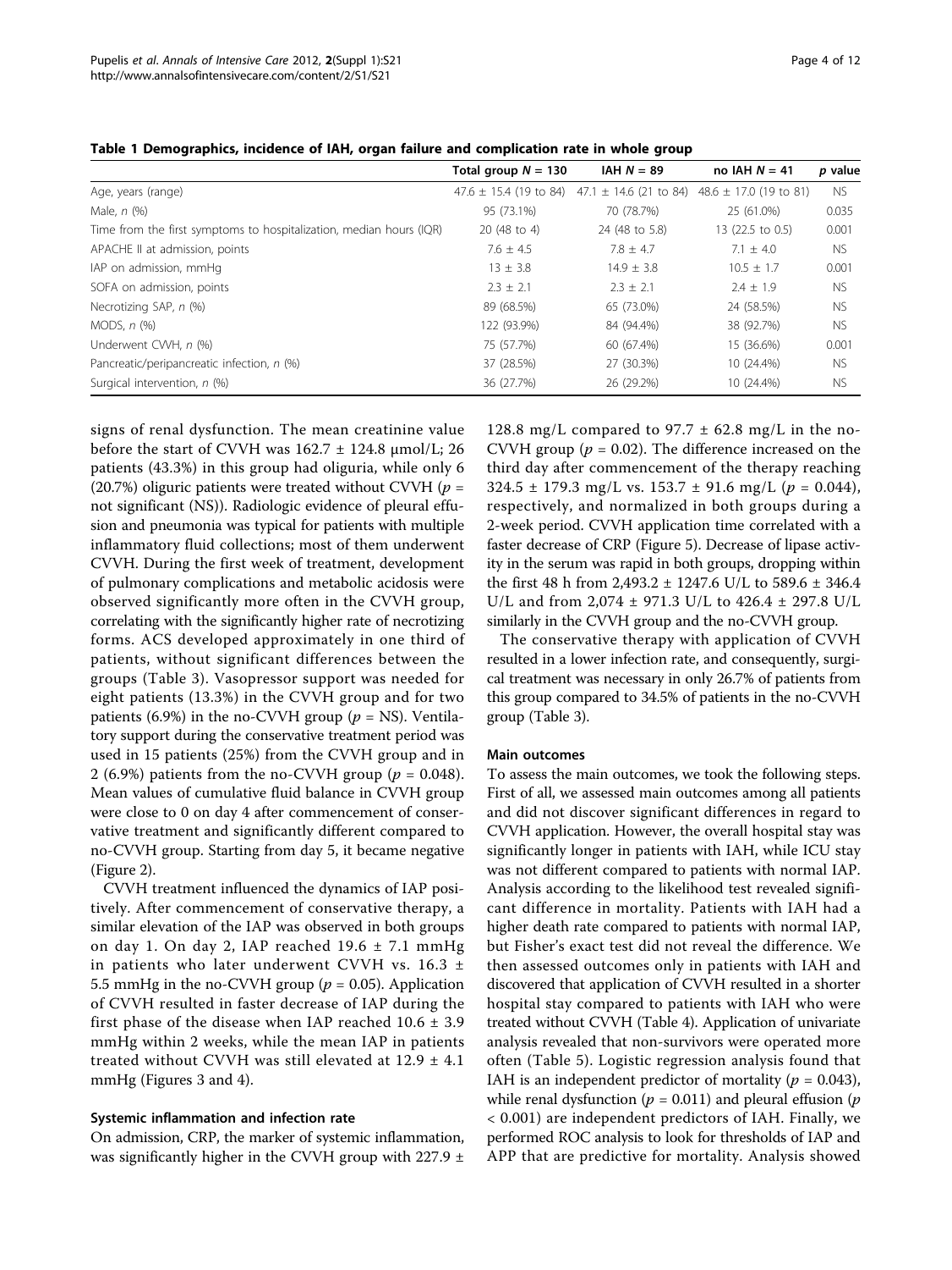**Table 1 Demographics, incidence of IAH, organ failure and complication rate in whole group**

| | Total group $N = 130$ | IAH $N = 89$ | no IAH $N = 41$ | *p* value |
|---|---|---|---|---|
| Age, years (range) | 47.6 ± 15.4 (19 to 84) | 47.1 ± 14.6 (21 to 84) | 48.6 ± 17.0 (19 to 81) | NS |
| Male, *n* (%) | 95 (73.1%) | 70 (78.7%) | 25 (61.0%) | 0.035 |
| Time from the first symptoms to hospitalization, median hours (IQR) | 20 (48 to 4) | 24 (48 to 5.8) | 13 (22.5 to 0.5) | 0.001 |
| APACHE II at admission, points | 7.6 ± 4.5 | 7.8 ± 4.7 | 7.1 ± 4.0 | NS |
| IAP on admission, mmHg | 13 ± 3.8 | 14.9 ± 3.8 | 10.5 ± 1.7 | 0.001 |
| SOFA on admission, points | 2.3 ± 2.1 | 2.3 ± 2.1 | 2.4 ± 1.9 | NS |
| Necrotizing SAP, *n* (%) | 89 (68.5%) | 65 (73.0%) | 24 (58.5%) | NS |
| MODS, *n* (%) | 122 (93.9%) | 84 (94.4%) | 38 (92.7%) | NS |
| Underwent CVVH, *n* (%) | 75 (57.7%) | 60 (67.4%) | 15 (36.6%) | 0.001 |
| Pancreatic/peripancreatic infection, *n* (%) | 37 (28.5%) | 27 (30.3%) | 10 (24.4%) | NS |
| Surgical intervention, *n* (%) | 36 (27.7%) | 26 (29.2%) | 10 (24.4%) | NS |

signs of renal dysfunction. The mean creatinine value before the start of CVVH was 162.7 ± 124.8 μmol/L; 26 patients (43.3%) in this group had oliguria, while only 6 (20.7%) oliguric patients were treated without CVVH ($p$ = not significant (NS)). Radiologic evidence of pleural effusion and pneumonia was typical for patients with multiple inflammatory fluid collections; most of them underwent CVVH. During the first week of treatment, development of pulmonary complications and metabolic acidosis were observed significantly more often in the CVVH group, correlating with the significantly higher rate of necrotizing forms. ACS developed approximately in one third of patients, without significant differences between the groups (Table 3). Vasopressor support was needed for eight patients (13.3%) in the CVVH group and for two patients (6.9%) in the no-CVVH group ($p$ = NS). Ventilatory support during the conservative treatment period was used in 15 patients (25%) from the CVVH group and in 2 (6.9%) patients from the no-CVVH group ($p = 0.048$). Mean values of cumulative fluid balance in CVVH group were close to 0 on day 4 after commencement of conservative treatment and significantly different compared to no-CVVH group. Starting from day 5, it became negative (Figure 2).

CVVH treatment influenced the dynamics of IAP positively. After commencement of conservative therapy, a similar elevation of the IAP was observed in both groups on day 1. On day 2, IAP reached 19.6 ± 7.1 mmHg in patients who later underwent CVVH vs. 16.3 ± 5.5 mmHg in the no-CVVH group ($p = 0.05$). Application of CVVH resulted in faster decrease of IAP during the first phase of the disease when IAP reached 10.6 ± 3.9 mmHg within 2 weeks, while the mean IAP in patients treated without CVVH was still elevated at 12.9 ± 4.1 mmHg (Figures 3 and 4).

### Systemic inflammation and infection rate

On admission, CRP, the marker of systemic inflammation, was significantly higher in the CVVH group with 227.9 ± 128.8 mg/L compared to 97.7 ± 62.8 mg/L in the no-CVVH group ($p = 0.02$). The difference increased on the third day after commencement of the therapy reaching 324.5 ± 179.3 mg/L vs. 153.7 ± 91.6 mg/L ($p = 0.044$), respectively, and normalized in both groups during a 2-week period. CVVH application time correlated with a faster decrease of CRP (Figure 5). Decrease of lipase activity in the serum was rapid in both groups, dropping within the first 48 h from 2,493.2 ± 1247.6 U/L to 589.6 ± 346.4 U/L and from 2,074 ± 971.3 U/L to 426.4 ± 297.8 U/L similarly in the CVVH group and the no-CVVH group.

The conservative therapy with application of CVVH resulted in a lower infection rate, and consequently, surgical treatment was necessary in only 26.7% of patients from this group compared to 34.5% of patients in the no-CVVH group (Table 3).

### Main outcomes

To assess the main outcomes, we took the following steps. First of all, we assessed main outcomes among all patients and did not discover significant differences in regard to CVVH application. However, the overall hospital stay was significantly longer in patients with IAH, while ICU stay was not different compared to patients with normal IAP. Analysis according to the likelihood test revealed significant difference in mortality. Patients with IAH had a higher death rate compared to patients with normal IAP, but Fisher's exact test did not reveal the difference. We then assessed outcomes only in patients with IAH and discovered that application of CVVH resulted in a shorter hospital stay compared to patients with IAH who were treated without CVVH (Table 4). Application of univariate analysis revealed that non-survivors were operated more often (Table 5). Logistic regression analysis found that IAH is an independent predictor of mortality ($p = 0.043$), while renal dysfunction ($p = 0.011$) and pleural effusion ($p < 0.001$) are independent predictors of IAH. Finally, we performed ROC analysis to look for thresholds of IAP and APP that are predictive for mortality. Analysis showed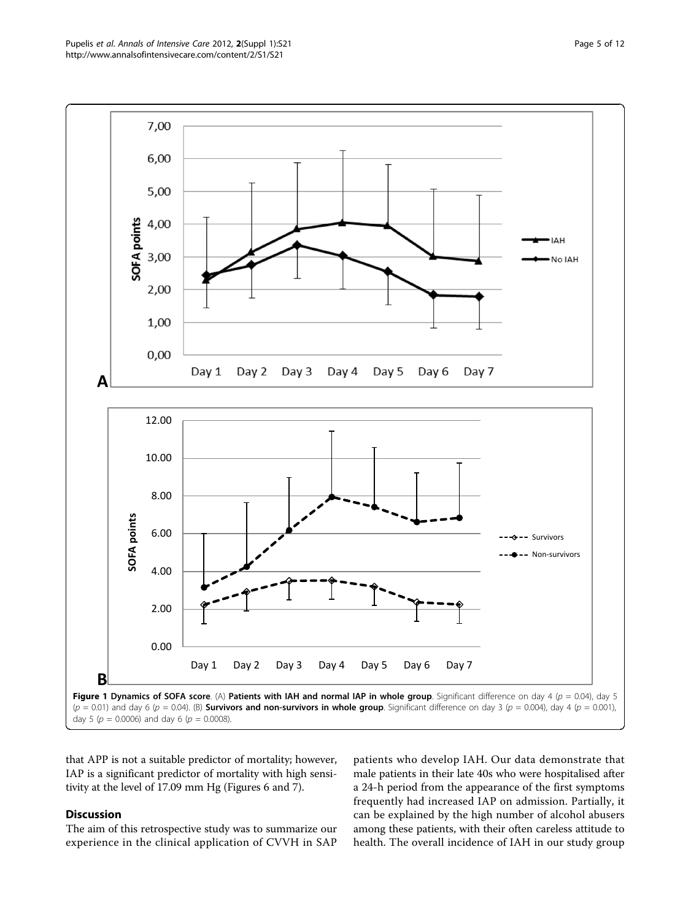**Figure 1 Dynamics of SOFA score**. (A) **Patients with IAH and normal IAP in whole group**. Significant difference on day 4 ($p = 0.04$), day 5 ($p = 0.01$) and day 6 ($p = 0.04$). (B) **Survivors and non-survivors in whole group**. Significant difference on day 3 ($p = 0.004$), day 4 ($p = 0.001$), day 5 ($p = 0.0006$) and day 6 ($p = 0.0008$).

that APP is not a suitable predictor of mortality; however, IAP is a significant predictor of mortality with high sensitivity at the level of 17.09 mm Hg (Figures 6 and 7).

## Discussion

The aim of this retrospective study was to summarize our experience in the clinical application of CVVH in SAP patients who develop IAH. Our data demonstrate that male patients in their late 40s who were hospitalised after a 24-h period from the appearance of the first symptoms frequently had increased IAP on admission. Partially, it can be explained by the high number of alcohol abusers among these patients, with their often careless attitude to health. The overall incidence of IAH in our study group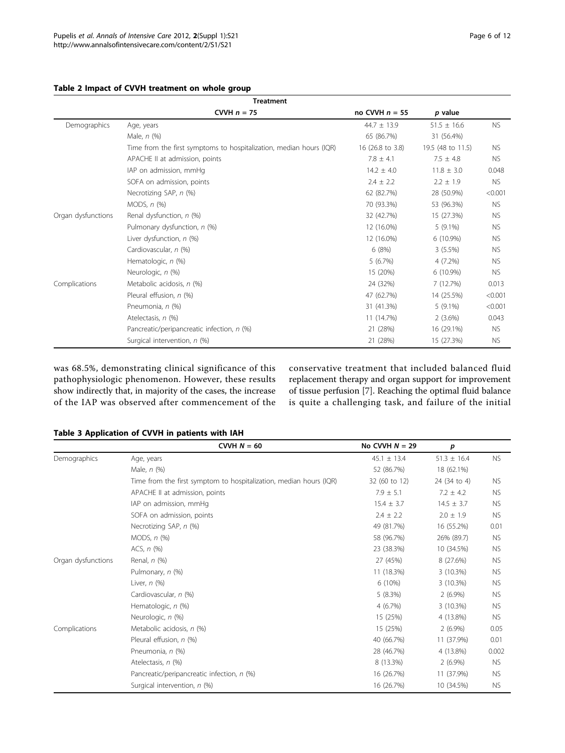**Table 2 Impact of CVVH treatment on whole group**

| | Treatment | | | |
|---|---|---|---|---|
| | CVVH $n$ = 75 | no CVVH $n$ = 55 | $p$ value | |
| Demographics | Age, years | 44.7 ± 13.9 | 51.5 ± 16.6 | NS |
| | Male, $n$ (%) | 65 (86.7%) | 31 (56.4%) | |
| | Time from the first symptoms to hospitalization, median hours (IQR) | 16 (26.8 to 3.8) | 19.5 (48 to 11.5) | NS |
| | APACHE II at admission, points | 7.8 ± 4.1 | 7.5 ± 4.8 | NS |
| | IAP on admission, mmHg | 14.2 ± 4.0 | 11.8 ± 3.0 | 0.048 |
| | SOFA on admission, points | 2.4 ± 2.2 | 2.2 ± 1.9 | NS |
| | Necrotizing SAP, $n$ (%) | 62 (82.7%) | 28 (50.9%) | <0.001 |
| | MODS, $n$ (%) | 70 (93.3%) | 53 (96.3%) | NS |
| Organ dysfunctions | Renal dysfunction, $n$ (%) | 32 (42.7%) | 15 (27.3%) | NS |
| | Pulmonary dysfunction, $n$ (%) | 12 (16.0%) | 5 (9.1%) | NS |
| | Liver dysfunction, $n$ (%) | 12 (16.0%) | 6 (10.9%) | NS |
| | Cardiovascular, $n$ (%) | 6 (8%) | 3 (5.5%) | NS |
| | Hematologic, $n$ (%) | 5 (6.7%) | 4 (7.2%) | NS |
| | Neurologic, $n$ (%) | 15 (20%) | 6 (10.9%) | NS |
| Complications | Metabolic acidosis, $n$ (%) | 24 (32%) | 7 (12.7%) | 0.013 |
| | Pleural effusion, $n$ (%) | 47 (62.7%) | 14 (25.5%) | <0.001 |
| | Pneumonia, $n$ (%) | 31 (41.3%) | 5 (9.1%) | <0.001 |
| | Atelectasis, $n$ (%) | 11 (14.7%) | 2 (3.6%) | 0.043 |
| | Pancreatic/peripancreatic infection, $n$ (%) | 21 (28%) | 16 (29.1%) | NS |
| | Surgical intervention, $n$ (%) | 21 (28%) | 15 (27.3%) | NS |

was 68.5%, demonstrating clinical significance of this pathophysiologic phenomenon. However, these results show indirectly that, in majority of the cases, the increase of the IAP was observed after commencement of the conservative treatment that included balanced fluid replacement therapy and organ support for improvement of tissue perfusion [7]. Reaching the optimal fluid balance is quite a challenging task, and failure of the initial

**Table 3 Application of CVVH in patients with IAH**

| | CVVH $N$ = 60 | No CVVH $N$ = 29 | $p$ | |
|---|---|---|---|---|
| Demographics | Age, years | 45.1 ± 13.4 | 51.3 ± 16.4 | NS |
| | Male, $n$ (%) | 52 (86.7%) | 18 (62.1%) | |
| | Time from the first symptom to hospitalization, median hours (IQR) | 32 (60 to 12) | 24 (34 to 4) | NS |
| | APACHE II at admission, points | 7.9 ± 5.1 | 7.2 ± 4.2 | NS |
| | IAP on admission, mmHg | 15.4 ± 3.7 | 14.5 ± 3.7 | NS |
| | SOFA on admission, points | 2.4 ± 2.2 | 2.0 ± 1.9 | NS |
| | Necrotizing SAP, $n$ (%) | 49 (81.7%) | 16 (55.2%) | 0.01 |
| | MODS, $n$ (%) | 58 (96.7%) | 26% (89.7) | NS |
| | ACS, $n$ (%) | 23 (38.3%) | 10 (34.5%) | NS |
| Organ dysfunctions | Renal, $n$ (%) | 27 (45%) | 8 (27.6%) | NS |
| | Pulmonary, $n$ (%) | 11 (18.3%) | 3 (10.3%) | NS |
| | Liver, $n$ (%) | 6 (10%) | 3 (10.3%) | NS |
| | Cardiovascular, $n$ (%) | 5 (8.3%) | 2 (6.9%) | NS |
| | Hematologic, $n$ (%) | 4 (6.7%) | 3 (10.3%) | NS |
| | Neurologic, $n$ (%) | 15 (25%) | 4 (13.8%) | NS |
| Complications | Metabolic acidosis, $n$ (%) | 15 (25%) | 2 (6.9%) | 0.05 |
| | Pleural effusion, $n$ (%) | 40 (66.7%) | 11 (37.9%) | 0.01 |
| | Pneumonia, $n$ (%) | 28 (46.7%) | 4 (13.8%) | 0.002 |
| | Atelectasis, $n$ (%) | 8 (13.3%) | 2 (6.9%) | NS |
| | Pancreatic/peripancreatic infection, $n$ (%) | 16 (26.7%) | 11 (37.9%) | NS |
| | Surgical intervention, $n$ (%) | 16 (26.7%) | 10 (34.5%) | NS |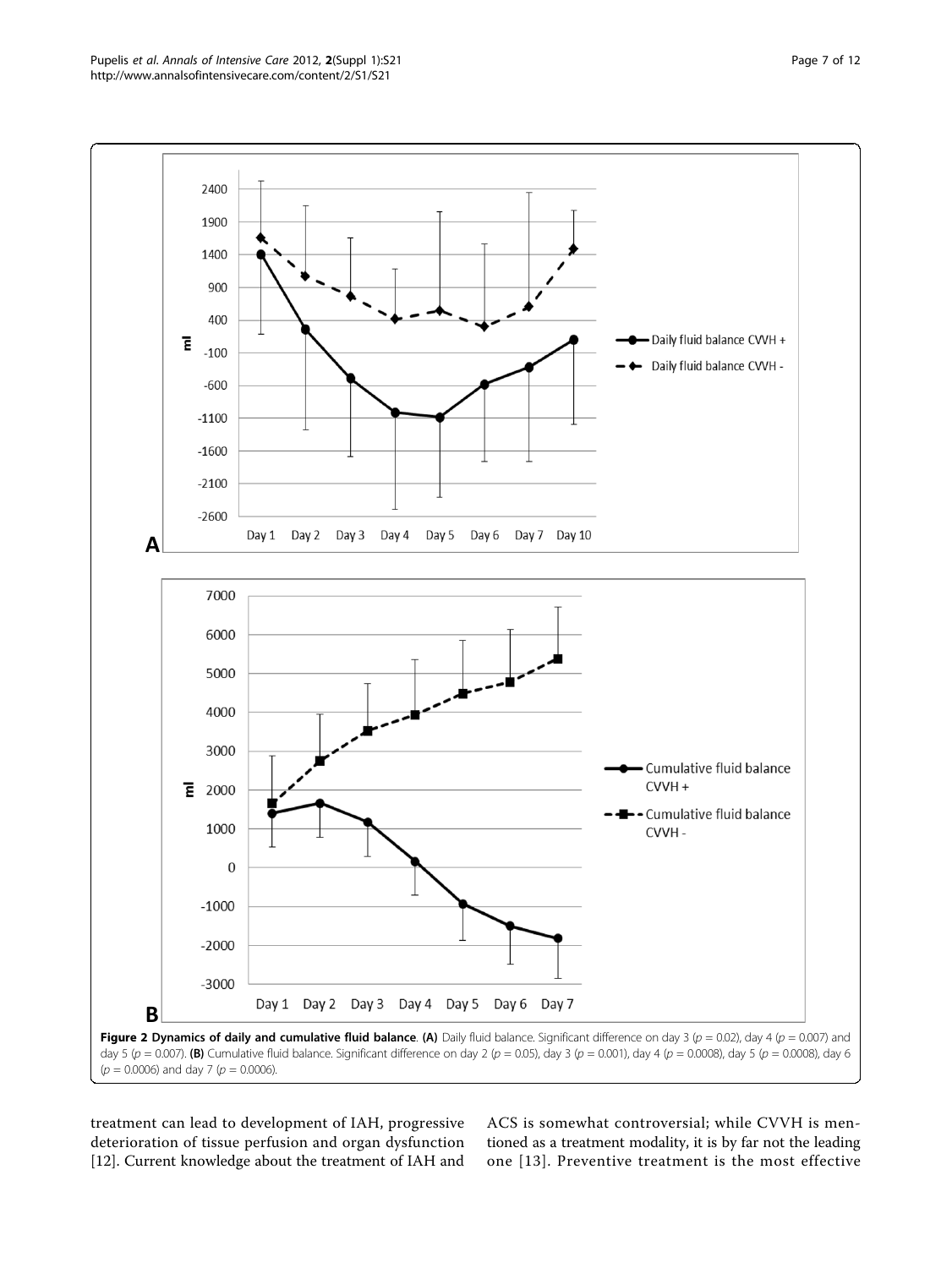**Figure 2 Dynamics of daily and cumulative fluid balance**. **(A)** Daily fluid balance. Significant difference on day 3 ($p = 0.02$), day 4 ($p = 0.007$) and day 5 ($p = 0.007$). **(B)** Cumulative fluid balance. Significant difference on day 2 ($p = 0.05$), day 3 ($p = 0.001$), day 4 ($p = 0.0008$), day 5 ($p = 0.0008$), day 6 ($p = 0.0006$) and day 7 ($p = 0.0006$).

treatment can lead to development of IAH, progressive deterioration of tissue perfusion and organ dysfunction [12]. Current knowledge about the treatment of IAH and ACS is somewhat controversial; while CVVH is mentioned as a treatment modality, it is by far not the leading one [13]. Preventive treatment is the most effective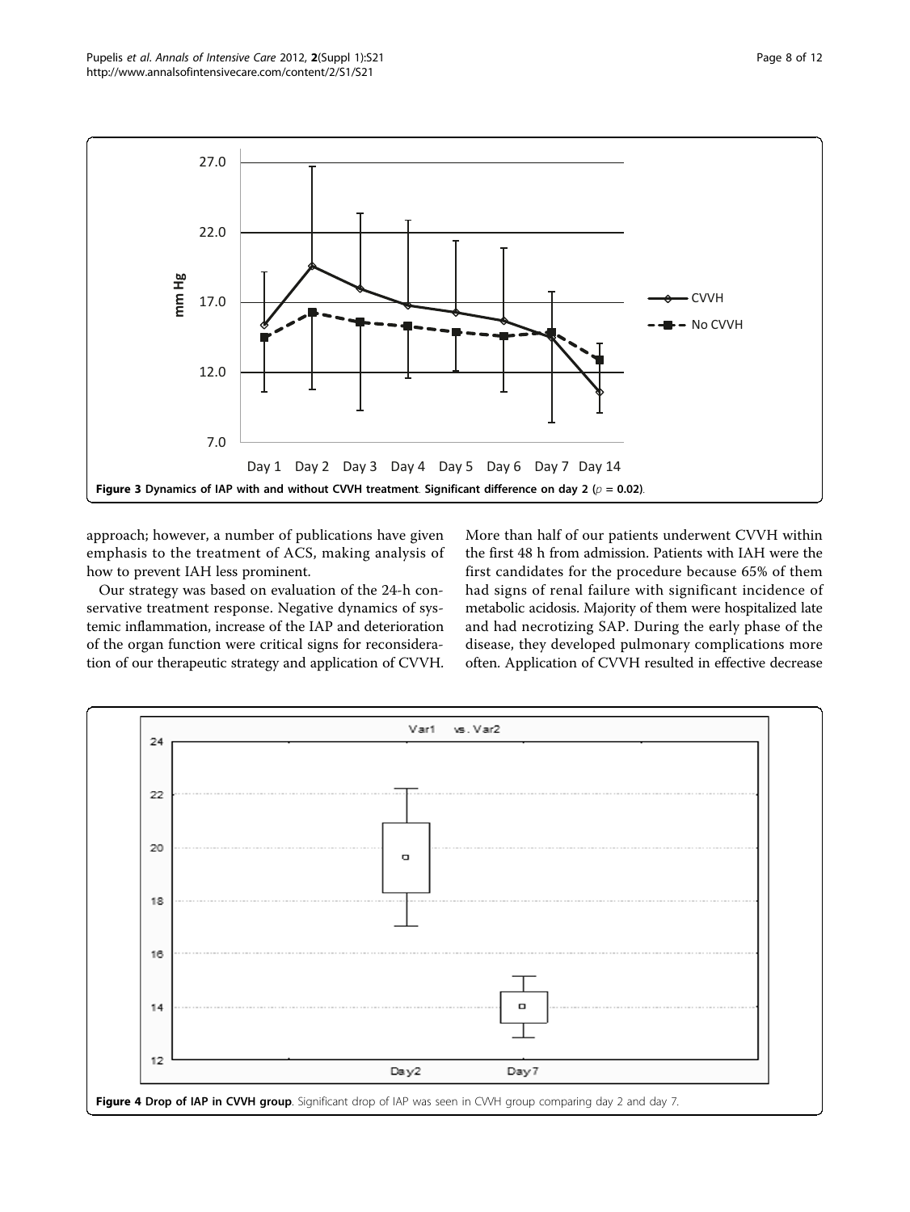Figure 3 Dynamics of IAP with and without CVVH treatment. Significant difference on day 2 ($p = 0.02$).

approach; however, a number of publications have given emphasis to the treatment of ACS, making analysis of how to prevent IAH less prominent.

Our strategy was based on evaluation of the 24-h conservative treatment response. Negative dynamics of systemic inflammation, increase of the IAP and deterioration of the organ function were critical signs for reconsideration of our therapeutic strategy and application of CVVH. More than half of our patients underwent CVVH within the first 48 h from admission. Patients with IAH were the first candidates for the procedure because 65% of them had signs of renal failure with significant incidence of metabolic acidosis. Majority of them were hospitalized late and had necrotizing SAP. During the early phase of the disease, they developed pulmonary complications more often. Application of CVVH resulted in effective decrease

Figure 4 Drop of IAP in CVVH group. Significant drop of IAP was seen in CVVH group comparing day 2 and day 7.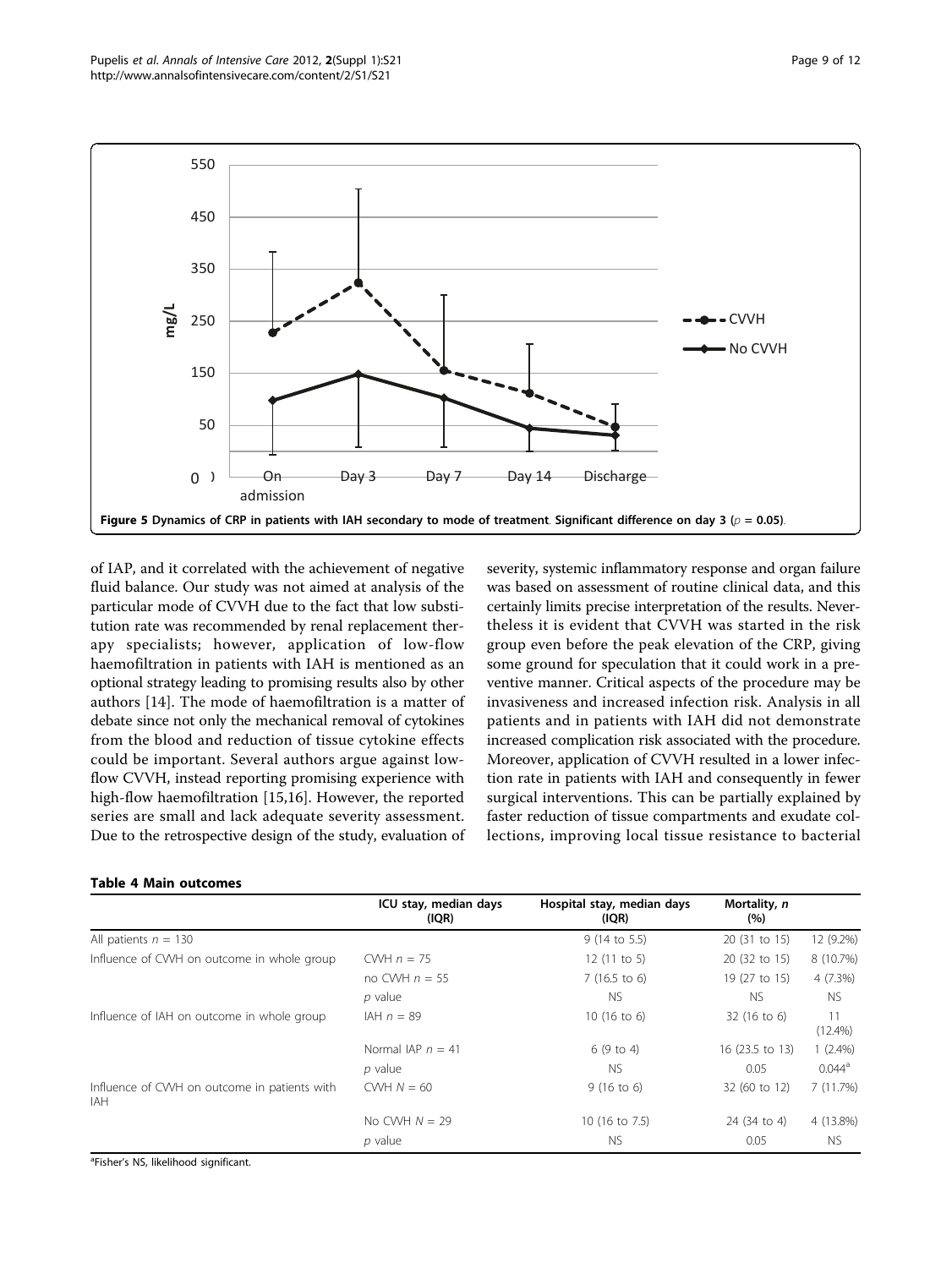Figure 5 Dynamics of CRP in patients with IAH secondary to mode of treatment. Significant difference on day 3 ($p = 0.05$).

of IAP, and it correlated with the achievement of negative fluid balance. Our study was not aimed at analysis of the particular mode of CVVH due to the fact that low substitution rate was recommended by renal replacement therapy specialists; however, application of low-flow haemofiltration in patients with IAH is mentioned as an optional strategy leading to promising results also by other authors [14]. The mode of haemofiltration is a matter of debate since not only the mechanical removal of cytokines from the blood and reduction of tissue cytokine effects could be important. Several authors argue against low-flow CVVH, instead reporting promising experience with high-flow haemofiltration [15,16]. However, the reported series are small and lack adequate severity assessment. Due to the retrospective design of the study, evaluation of severity, systemic inflammatory response and organ failure was based on assessment of routine clinical data, and this certainly limits precise interpretation of the results. Nevertheless it is evident that CVVH was started in the risk group even before the peak elevation of the CRP, giving some ground for speculation that it could work in a preventive manner. Critical aspects of the procedure may be invasiveness and increased infection risk. Analysis in all patients and in patients with IAH did not demonstrate increased complication risk associated with the procedure. Moreover, application of CVVH resulted in a lower infection rate in patients with IAH and consequently in fewer surgical interventions. This can be partially explained by faster reduction of tissue compartments and exudate collections, improving local tissue resistance to bacterial

**Table 4 Main outcomes**

| | | ICU stay, median days (IQR) | Hospital stay, median days (IQR) | Mortality, *n* (%) |
|---|---|---|---|---|
| All patients $n = 130$ | | 9 (14 to 5.5) | 20 (31 to 15) | 12 (9.2%) |
| Influence of CVVH on outcome in whole group | CVVH $n = 75$ | 12 (11 to 5) | 20 (32 to 15) | 8 (10.7%) |
| | no CVVH $n = 55$ | 7 (16.5 to 6) | 19 (27 to 15) | 4 (7.3%) |
| | *p* value | NS | NS | NS |
| Influence of IAH on outcome in whole group | IAH $n = 89$ | 10 (16 to 6) | 32 (16 to 6) | 11 (12.4%) |
| | Normal IAP $n = 41$ | 6 (9 to 4) | 16 (23.5 to 13) | 1 (2.4%) |
| | *p* value | NS | 0.05 | 0.044[a] |
| Influence of CVVH on outcome in patients with IAH | CVVH $N = 60$ | 9 (16 to 6) | 32 (60 to 12) | 7 (11.7%) |
| | No CVVH $N = 29$ | 10 (16 to 7.5) | 24 (34 to 4) | 4 (13.8%) |
| | *p* value | NS | 0.05 | NS |

[a]Fisher's NS, likelihood significant.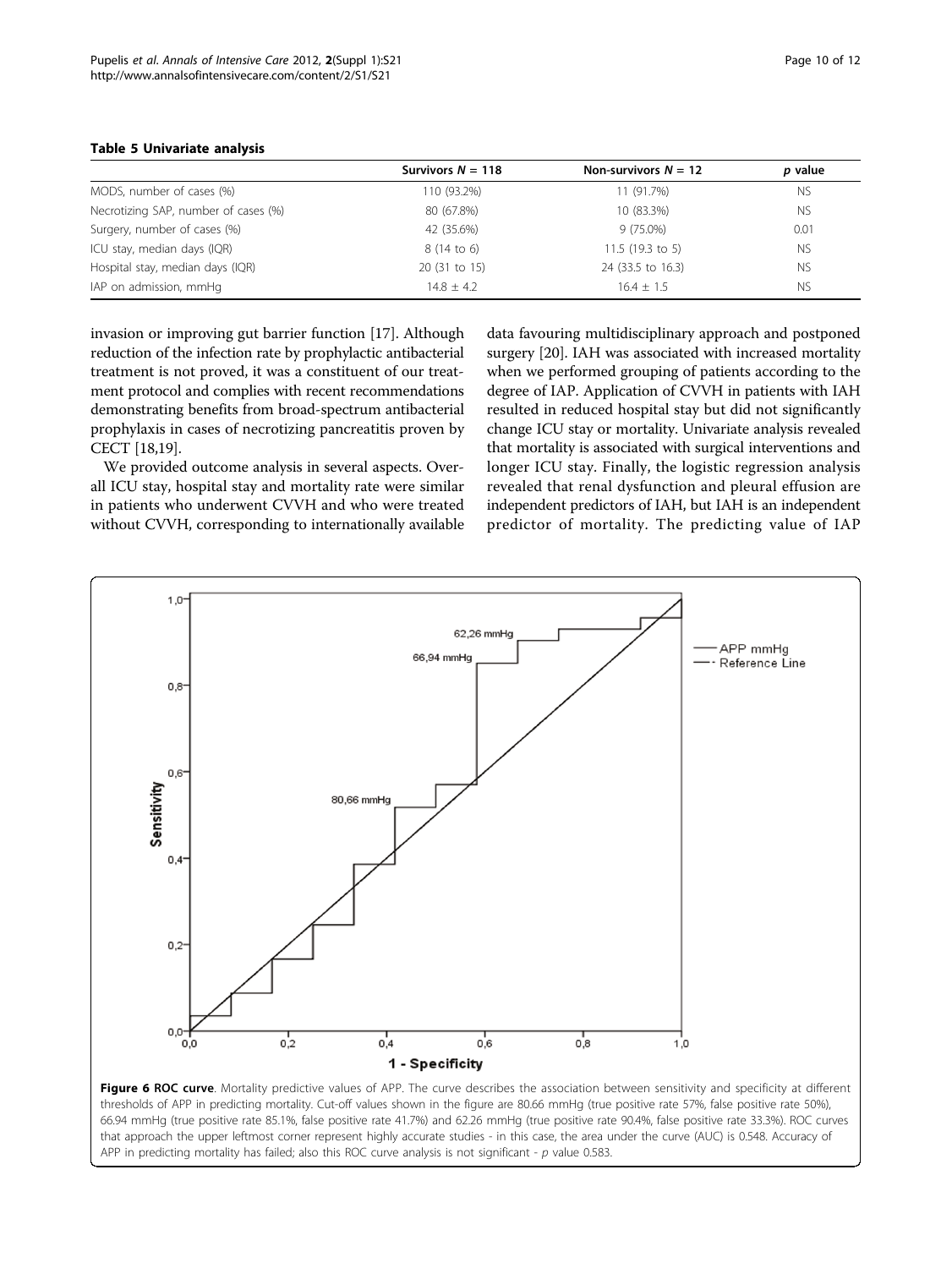**Table 5 Univariate analysis**

| | Survivors *N* = 118 | Non-survivors *N* = 12 | *p* value |
|---|---|---|---|
| MODS, number of cases (%) | 110 (93.2%) | 11 (91.7%) | NS |
| Necrotizing SAP, number of cases (%) | 80 (67.8%) | 10 (83.3%) | NS |
| Surgery, number of cases (%) | 42 (35.6%) | 9 (75.0%) | 0.01 |
| ICU stay, median days (IQR) | 8 (14 to 6) | 11.5 (19.3 to 5) | NS |
| Hospital stay, median days (IQR) | 20 (31 to 15) | 24 (33.5 to 16.3) | NS |
| IAP on admission, mmHg | 14.8 ± 4.2 | 16.4 ± 1.5 | NS |

invasion or improving gut barrier function [17]. Although reduction of the infection rate by prophylactic antibacterial treatment is not proved, it was a constituent of our treatment protocol and complies with recent recommendations demonstrating benefits from broad-spectrum antibacterial prophylaxis in cases of necrotizing pancreatitis proven by CECT [18,19].

We provided outcome analysis in several aspects. Overall ICU stay, hospital stay and mortality rate were similar in patients who underwent CVVH and who were treated without CVVH, corresponding to internationally available data favouring multidisciplinary approach and postponed surgery [20]. IAH was associated with increased mortality when we performed grouping of patients according to the degree of IAP. Application of CVVH in patients with IAH resulted in reduced hospital stay but did not significantly change ICU stay or mortality. Univariate analysis revealed that mortality is associated with surgical interventions and longer ICU stay. Finally, the logistic regression analysis revealed that renal dysfunction and pleural effusion are independent predictors of IAH, but IAH is an independent predictor of mortality. The predicting value of IAP

**Figure 6 ROC curve**. Mortality predictive values of APP. The curve describes the association between sensitivity and specificity at different thresholds of APP in predicting mortality. Cut-off values shown in the figure are 80.66 mmHg (true positive rate 57%, false positive rate 50%), 66.94 mmHg (true positive rate 85.1%, false positive rate 41.7%) and 62.26 mmHg (true positive rate 90.4%, false positive rate 33.3%). ROC curves that approach the upper leftmost corner represent highly accurate studies - in this case, the area under the curve (AUC) is 0.548. Accuracy of APP in predicting mortality has failed; also this ROC curve analysis is not significant - *p* value 0.583.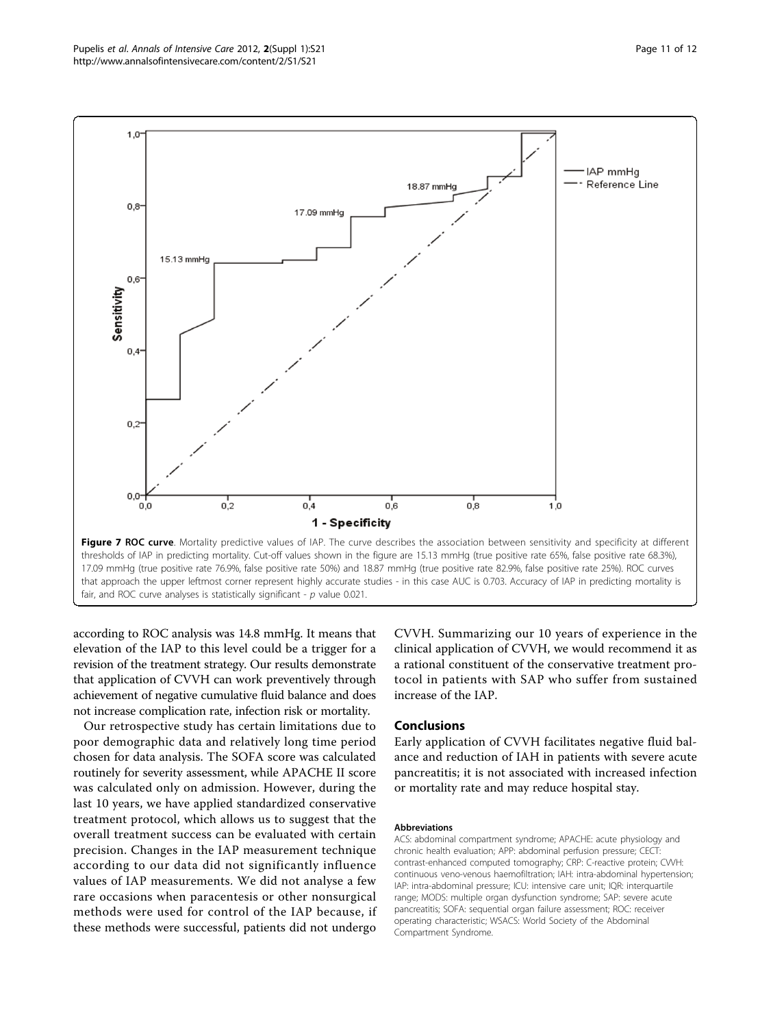1,0
0,8
0,6
0,4
0,2
0,0
Sensitivity
0,0
0,2
0,4
0,6
0,8
1,0
1 - Specificity
15.13 mmHg
17.09 mmHg
18.87 mmHg
IAP mmHg
Reference Line

**Figure 7 ROC curve**. Mortality predictive values of IAP. The curve describes the association between sensitivity and specificity at different thresholds of IAP in predicting mortality. Cut-off values shown in the figure are 15.13 mmHg (true positive rate 65%, false positive rate 68.3%), 17.09 mmHg (true positive rate 76.9%, false positive rate 50%) and 18.87 mmHg (true positive rate 82.9%, false positive rate 25%). ROC curves that approach the upper leftmost corner represent highly accurate studies - in this case AUC is 0.703. Accuracy of IAP in predicting mortality is fair, and ROC curve analyses is statistically significant - *p* value 0.021.

according to ROC analysis was 14.8 mmHg. It means that elevation of the IAP to this level could be a trigger for a revision of the treatment strategy. Our results demonstrate that application of CVVH can work preventively through achievement of negative cumulative fluid balance and does not increase complication rate, infection risk or mortality.

Our retrospective study has certain limitations due to poor demographic data and relatively long time period chosen for data analysis. The SOFA score was calculated routinely for severity assessment, while APACHE II score was calculated only on admission. However, during the last 10 years, we have applied standardized conservative treatment protocol, which allows us to suggest that the overall treatment success can be evaluated with certain precision. Changes in the IAP measurement technique according to our data did not significantly influence values of IAP measurements. We did not analyse a few rare occasions when paracentesis or other nonsurgical methods were used for control of the IAP because, if these methods were successful, patients did not undergo CVVH. Summarizing our 10 years of experience in the clinical application of CVVH, we would recommend it as a rational constituent of the conservative treatment protocol in patients with SAP who suffer from sustained increase of the IAP.

## Conclusions

Early application of CVVH facilitates negative fluid balance and reduction of IAH in patients with severe acute pancreatitis; it is not associated with increased infection or mortality rate and may reduce hospital stay.

#### Abbreviations

ACS: abdominal compartment syndrome; APACHE: acute physiology and chronic health evaluation; APP: abdominal perfusion pressure; CECT: contrast-enhanced computed tomography; CRP: C-reactive protein; CVVH: continuous veno-venous haemofiltration; IAH: intra-abdominal hypertension; IAP: intra-abdominal pressure; ICU: intensive care unit; IQR: interquartile range; MODS: multiple organ dysfunction syndrome; SAP: severe acute pancreatitis; SOFA: sequential organ failure assessment; ROC: receiver operating characteristic; WSACS: World Society of the Abdominal Compartment Syndrome.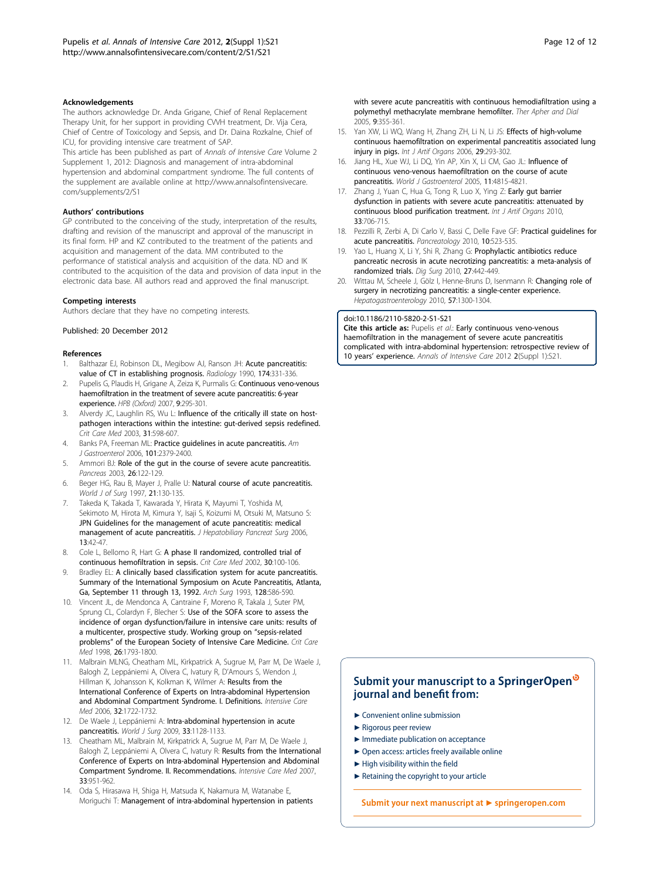### Acknowledgements

The authors acknowledge Dr. Anda Grigane, Chief of Renal Replacement Therapy Unit, for her support in providing CVVH treatment, Dr. Vija Cera, Chief of Centre of Toxicology and Sepsis, and Dr. Daina Rozkalne, Chief of ICU, for providing intensive care treatment of SAP.

This article has been published as part of *Annals of Intensive Care* Volume 2 Supplement 1, 2012: Diagnosis and management of intra-abdominal hypertension and abdominal compartment syndrome. The full contents of the supplement are available online at http://www.annalsofintensivecare.com/supplements/2/S1

### Authors' contributions

GP contributed to the conceiving of the study, interpretation of the results, drafting and revision of the manuscript and approval of the manuscript in its final form. HP and KZ contributed to the treatment of the patients and acquisition and management of the data. MM contributed to the performance of statistical analysis and acquisition of the data. ND and IK contributed to the acquisition of the data and provision of data input in the electronic data base. All authors read and approved the final manuscript.

### Competing interests

Authors declare that they have no competing interests.

Published: 20 December 2012

### References

1. Balthazar EJ, Robinson DL, Megibow AJ, Ranson JH: **Acute pancreatitis: value of CT in establishing prognosis.** *Radiology* 1990, **174**:331-336.
2. Pupelis G, Plaudis H, Grigane A, Zeiza K, Purmalis G: **Continuous veno-venous haemofiltration in the treatment of severe acute pancreatitis: 6-year experience.** *HPB (Oxford)* 2007, **9**:295-301.
3. Alverdy JC, Laughlin RS, Wu L: **Influence of the critically ill state on host-pathogen interactions within the intestine: gut-derived sepsis redefined.** *Crit Care Med* 2003, **31**:598-607.
4. Banks PA, Freeman ML: **Practice guidelines in acute pancreatitis.** *Am J Gastroenterol* 2006, **101**:2379-2400.
5. Ammori BJ: **Role of the gut in the course of severe acute pancreatitis.** *Pancreas* 2003, **26**:122-129.
6. Beger HG, Rau B, Mayer J, Pralle U: **Natural course of acute pancreatitis.** *World J of Surg* 1997, **21**:130-135.
7. Takeda K, Takada T, Kawarada Y, Hirata K, Mayumi T, Yoshida M, Sekimoto M, Hirota M, Kimura Y, Isaji S, Koizumi M, Otsuki M, Matsuno S: **JPN Guidelines for the management of acute pancreatitis: medical management of acute pancreatitis.** *J Hepatobiliary Pancreat Surg* 2006, **13**:42-47.
8. Cole L, Bellomo R, Hart G: **A phase II randomized, controlled trial of continuous hemofiltration in sepsis.** *Crit Care Med* 2002, **30**:100-106.
9. Bradley EL: **A clinically based classification system for acute pancreatitis. Summary of the International Symposium on Acute Pancreatitis, Atlanta, Ga, September 11 through 13, 1992.** *Arch Surg* 1993, **128**:586-590.
10. Vincent JL, de Mendonca A, Cantraine F, Moreno R, Takala J, Suter PM, Sprung CL, Colardyn F, Blecher S: **Use of the SOFA score to assess the incidence of organ dysfunction/failure in intensive care units: results of a multicenter, prospective study. Working group on "sepsis-related problems" of the European Society of Intensive Care Medicine.** *Crit Care Med* 1998, **26**:1793-1800.
11. Malbrain MLNG, Cheatham ML, Kirkpatrick A, Sugrue M, Parr M, De Waele J, Balogh Z, Leppániemi A, Olvera C, Ivatury R, D'Amours S, Wendon J, Hillman K, Johansson K, Kolkman K, Wilmer A: **Results from the International Conference of Experts on Intra-abdominal Hypertension and Abdominal Compartment Syndrome. I. Definitions.** *Intensive Care Med* 2006, **32**:1722-1732.
12. De Waele J, Leppániemi A: **Intra-abdominal hypertension in acute pancreatitis.** *World J Surg* 2009, **33**:1128-1133.
13. Cheatham ML, Malbrain M, Kirkpatrick A, Sugrue M, Parr M, De Waele J, Balogh Z, Leppániemi A, Olvera C, Ivatury R: **Results from the International Conference of Experts on Intra-abdominal Hypertension and Abdominal Compartment Syndrome. II. Recommendations.** *Intensive Care Med* 2007, **33**:951-962.
14. Oda S, Hirasawa H, Shiga H, Matsuda K, Nakamura M, Watanabe E, Moriguchi T: **Management of intra-abdominal hypertension in patients with severe acute pancreatitis with continuous hemodiafiltration using a polymethyl methacrylate membrane hemofilter.** *Ther Apher and Dial* 2005, **9**:355-361.
15. Yan XW, Li WQ, Wang H, Zhang ZH, Li N, Li JS: **Effects of high-volume continuous haemofiltration on experimental pancreatitis associated lung injury in pigs.** *Int J Artif Organs* 2006, **29**:293-302.
16. Jiang HL, Xue WJ, Li DQ, Yin AP, Xin X, Li CM, Gao JL: **Influence of continuous veno-venous haemofiltration on the course of acute pancreatitis.** *World J Gastroenterol* 2005, **11**:4815-4821.
17. Zhang J, Yuan C, Hua G, Tong R, Luo X, Ying Z: **Early gut barrier dysfunction in patients with severe acute pancreatitis: attenuated by continuous blood purification treatment.** *Int J Artif Organs* 2010, **33**:706-715.
18. Pezzilli R, Zerbi A, Di Carlo V, Bassi C, Delle Fave GF: **Practical guidelines for acute pancreatitis.** *Pancreatology* 2010, **10**:523-535.
19. Yao L, Huang X, Li Y, Shi R, Zhang G: **Prophylactic antibiotics reduce pancreatic necrosis in acute necrotizing pancreatitis: a meta-analysis of randomized trials.** *Dig Surg* 2010, **27**:442-449.
20. Wittau M, Scheele J, Gölz I, Henne-Bruns D, Isenmann R: **Changing role of surgery in necrotizing pancreatitis: a single-center experience.** *Hepatogastroenterology* 2010, **57**:1300-1304.

doi:10.1186/2110-5820-2-S1-S21

**Cite this article as:** Pupelis *et al.*: Early continuous veno-venous haemofiltration in the management of severe acute pancreatitis complicated with intra-abdominal hypertension: retrospective review of 10 years' experience. *Annals of Intensive Care* 2012 **2**(Suppl 1):S21.

**Submit your manuscript to a SpringerOpen journal and benefit from:**

- ► Convenient online submission
- ► Rigorous peer review
- ► Immediate publication on acceptance
- ► Open access: articles freely available online
- ► High visibility within the field
- ► Retaining the copyright to your article

**Submit your next manuscript at ► springeropen.com**